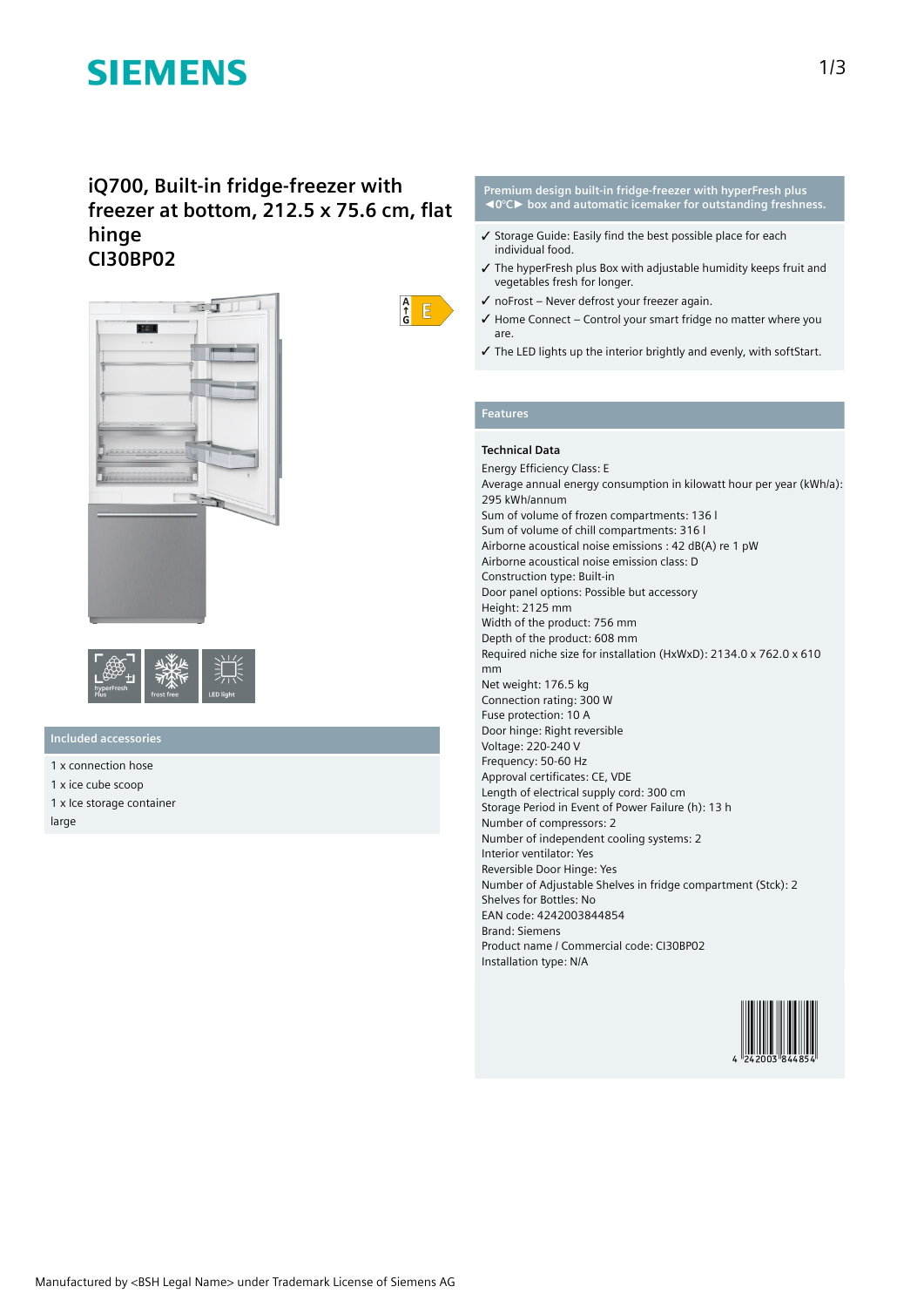SIEMENS

# iQ700, Built-in fridge-freezer with freezer at bottom, 212.5 x 75.6 cm, flat hinge
# CI30BP02

hyperFresh Plus · frost free · LED light

## Included accessories

1 x connection hose
1 x ice cube scoop
1 x Ice storage container large

**Premium design built-in fridge-freezer with hyperFresh plus ◄0°C► box and automatic icemaker for outstanding freshness.**

- ✓ Storage Guide: Easily find the best possible place for each individual food.
- ✓ The hyperFresh plus Box with adjustable humidity keeps fruit and vegetables fresh for longer.
- ✓ noFrost – Never defrost your freezer again.
- ✓ Home Connect – Control your smart fridge no matter where you are.
- ✓ The LED lights up the interior brightly and evenly, with softStart.

## Features

### Technical Data

Energy Efficiency Class: E
Average annual energy consumption in kilowatt hour per year (kWh/a): 295 kWh/annum
Sum of volume of frozen compartments: 136 l
Sum of volume of chill compartments: 316 l
Airborne acoustical noise emissions : 42 dB(A) re 1 pW
Airborne acoustical noise emission class: D
Construction type: Built-in
Door panel options: Possible but accessory
Height: 2125 mm
Width of the product: 756 mm
Depth of the product: 608 mm
Required niche size for installation (HxWxD): 2134.0 x 762.0 x 610 mm
Net weight: 176.5 kg
Connection rating: 300 W
Fuse protection: 10 A
Door hinge: Right reversible
Voltage: 220-240 V
Frequency: 50-60 Hz
Approval certificates: CE, VDE
Length of electrical supply cord: 300 cm
Storage Period in Event of Power Failure (h): 13 h
Number of compressors: 2
Number of independent cooling systems: 2
Interior ventilator: Yes
Reversible Door Hinge: Yes
Number of Adjustable Shelves in fridge compartment (Stck): 2
Shelves for Bottles: No
EAN code: 4242003844854
Brand: Siemens
Product name / Commercial code: CI30BP02
Installation type: N/A

Manufactured by <BSH Legal Name> under Trademark License of Siemens AG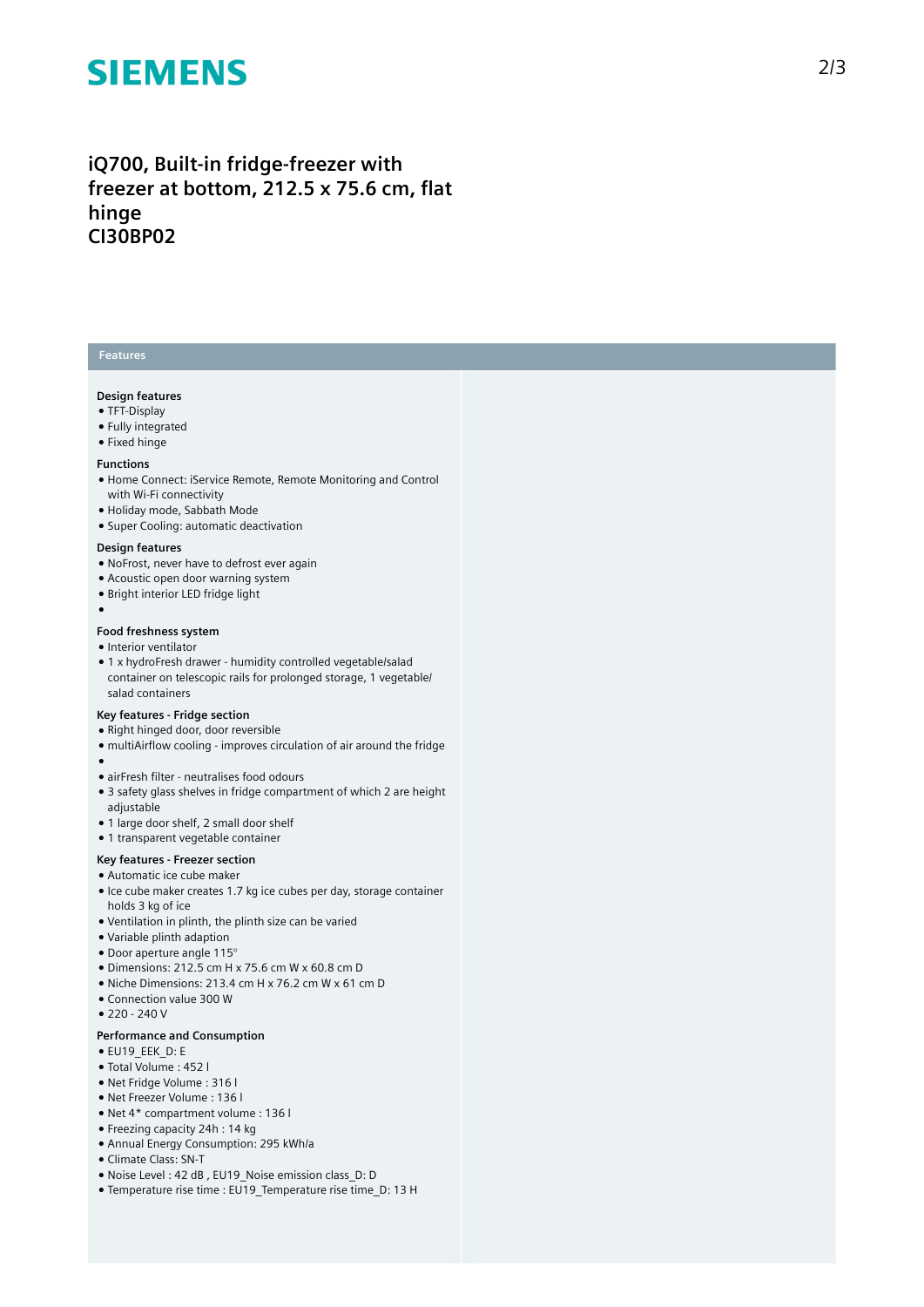# iQ700, Built-in fridge-freezer with freezer at bottom, 212.5 x 75.6 cm, flat hinge
# CI30BP02

## Features

### Design features
- TFT-Display
- Fully integrated
- Fixed hinge

### Functions
- Home Connect: iService Remote, Remote Monitoring and Control with Wi-Fi connectivity
- Holiday mode, Sabbath Mode
- Super Cooling: automatic deactivation

### Design features
- NoFrost, never have to defrost ever again
- Acoustic open door warning system
- Bright interior LED fridge light
- 

### Food freshness system
- Interior ventilator
- 1 x hydroFresh drawer - humidity controlled vegetable/salad container on telescopic rails for prolonged storage, 1 vegetable/ salad containers

### Key features - Fridge section
- Right hinged door, door reversible
- multiAirflow cooling - improves circulation of air around the fridge
- 
- airFresh filter - neutralises food odours
- 3 safety glass shelves in fridge compartment of which 2 are height adjustable
- 1 large door shelf, 2 small door shelf
- 1 transparent vegetable container

### Key features - Freezer section
- Automatic ice cube maker
- Ice cube maker creates 1.7 kg ice cubes per day, storage container holds 3 kg of ice
- Ventilation in plinth, the plinth size can be varied
- Variable plinth adaption
- Door aperture angle 115°
- Dimensions: 212.5 cm H x 75.6 cm W x 60.8 cm D
- Niche Dimensions: 213.4 cm H x 76.2 cm W x 61 cm D
- Connection value 300 W
- 220 - 240 V

### Performance and Consumption
- EU19_EEK_D: E
- Total Volume : 452 l
- Net Fridge Volume : 316 l
- Net Freezer Volume : 136 l
- Net 4* compartment volume : 136 l
- Freezing capacity 24h : 14 kg
- Annual Energy Consumption: 295 kWh/a
- Climate Class: SN-T
- Noise Level : 42 dB , EU19_Noise emission class_D: D
- Temperature rise time : EU19_Temperature rise time_D: 13 H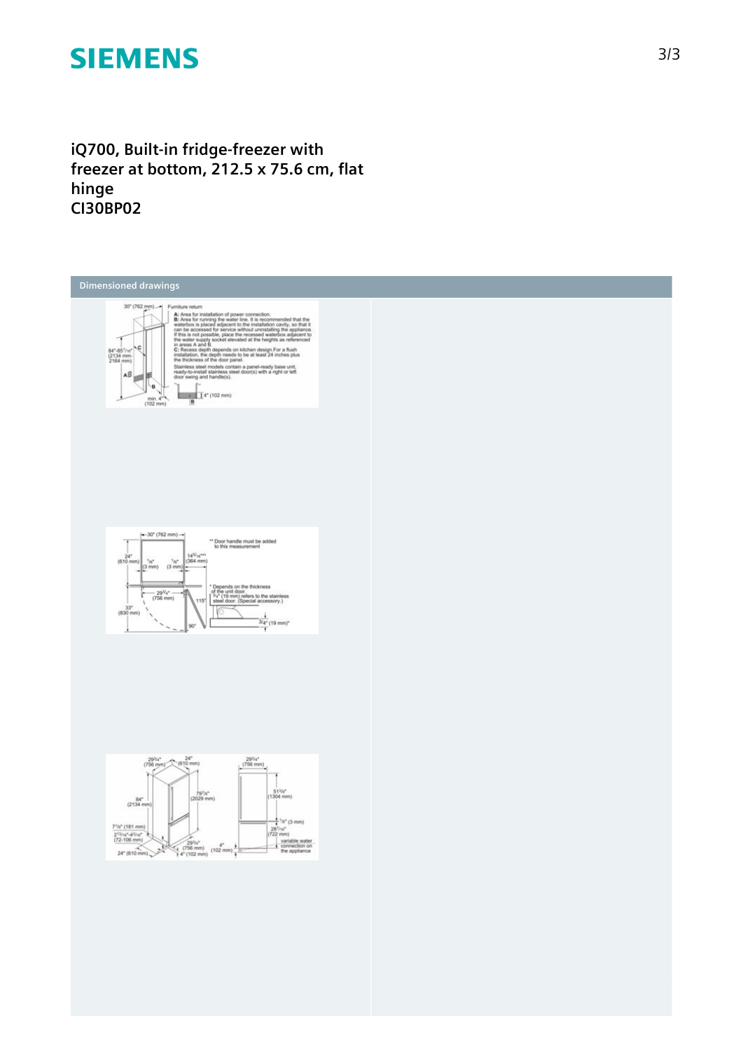# iQ700, Built-in fridge-freezer with freezer at bottom, 212.5 x 75.6 cm, flat hinge
# CI30BP02

## Dimensioned drawings

30" (762 mm)
Furniture return

A: Area for installation of power connection.
B: Area for running the water line. It is recommended that the waterbox is placed adjacent to the installation cavity, so that it can be accessed for service without uninstalling the appliance. If this is not possible, place the recessed waterbox adjacent to the water supply socket elevated at the heights as referenced in areas A and B.
C: Recess depth depends on kitchen design. For a flush installation, the depth needs to be at least 24 inches plus the thickness of the door panel.
Stainless steel models contain a panel-ready base unit, ready-to-install stainless steel door(s) with a right or left door swing and handle(s).

84"-85 1/16" (2134 mm-2164 mm)
A
B
C
min. 4" (102 mm)
4" (102 mm)

30" (762 mm)
24" (610 mm)
1/8" (3 mm)
1/8" (3 mm)
14 5/16"** (364 mm)
29 3/4" (756 mm)
33" (830 mm)
115°
90°
** Door handle must be added to this measurement
* Depends on the thickness of the unit door. 3/4" (19 mm) refers to the stainless steel door. (Special accessory.)
3/4" (19 mm)*

29 3/4" (756 mm)
24" (610 mm)
84" (2134 mm)
79 7/8" (2029 mm)
7 1/8" (181 mm)
2 13/16"-4 3/16" (72-106 mm)
24" (610 mm)
29 3/4" (756 mm)
4" (102 mm)
4" (102 mm)
29 3/4" (756 mm)
51 3/8" (1304 mm)
1/8" (3 mm)
28 7/16" (722 mm)
variable water connection on the appliance